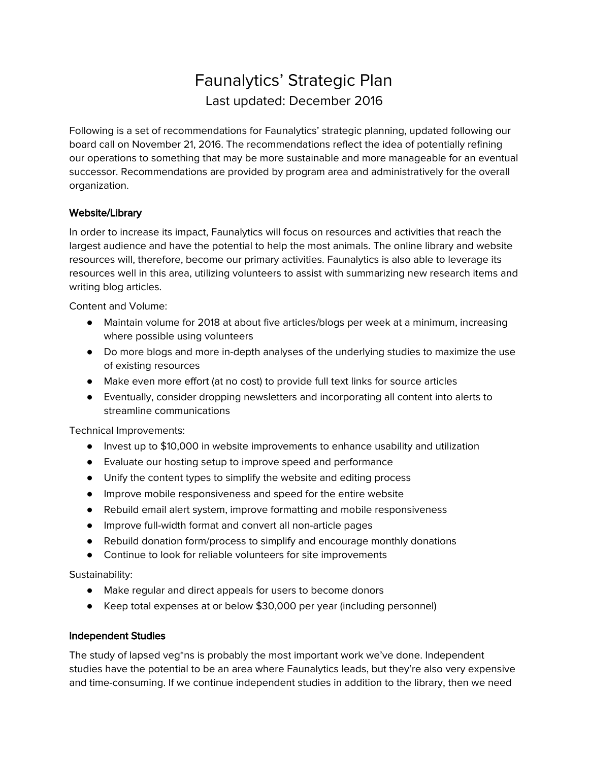# Faunalytics' Strategic Plan

Last updated: December 2016

Following is a set of recommendations for Faunalytics' strategic planning, updated following our board call on November 21, 2016. The recommendations reflect the idea of potentially refining our operations to something that may be more sustainable and more manageable for an eventual successor. Recommendations are provided by program area and administratively for the overall organization.

### Website/Library

In order to increase its impact, Faunalytics will focus on resources and activities that reach the largest audience and have the potential to help the most animals. The online library and website resources will, therefore, become our primary activities. Faunalytics is also able to leverage its resources well in this area, utilizing volunteers to assist with summarizing new research items and writing blog articles.

Content and Volume:

- Maintain volume for 2018 at about five articles/blogs per week at a minimum, increasing where possible using volunteers
- Do more blogs and more in-depth analyses of the underlying studies to maximize the use of existing resources
- Make even more effort (at no cost) to provide full text links for source articles
- Eventually, consider dropping newsletters and incorporating all content into alerts to streamline communications

Technical Improvements:

- Invest up to $10,000 in website improvements to enhance usability and utilization
- Evaluate our hosting setup to improve speed and performance
- Unify the content types to simplify the website and editing process
- Improve mobile responsiveness and speed for the entire website
- Rebuild email alert system, improve formatting and mobile responsiveness
- Improve full-width format and convert all non-article pages
- Rebuild donation form/process to simplify and encourage monthly donations
- Continue to look for reliable volunteers for site improvements

Sustainability:

- Make regular and direct appeals for users to become donors
- Keep total expenses at or below $30,000 per year (including personnel)

### Independent Studies

The study of lapsed veg*ns is probably the most important work we've done. Independent studies have the potential to be an area where Faunalytics leads, but they're also very expensive and time-consuming. If we continue independent studies in addition to the library, then we need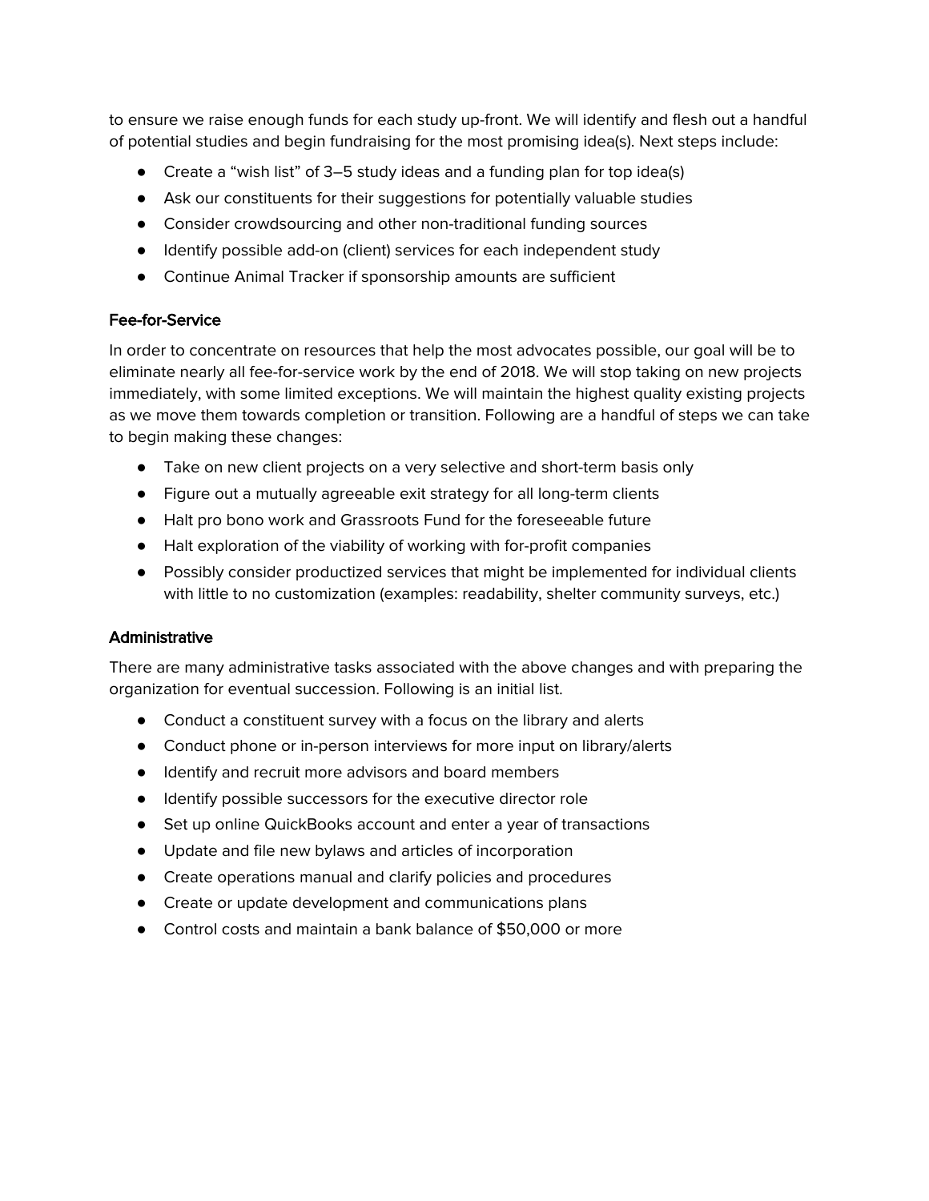to ensure we raise enough funds for each study up-front. We will identify and flesh out a handful of potential studies and begin fundraising for the most promising idea(s). Next steps include:

- Create a "wish list" of 3–5 study ideas and a funding plan for top idea(s)
- Ask our constituents for their suggestions for potentially valuable studies
- Consider crowdsourcing and other non-traditional funding sources
- Identify possible add-on (client) services for each independent study
- Continue Animal Tracker if sponsorship amounts are sufficient

### Fee-for-Service

In order to concentrate on resources that help the most advocates possible, our goal will be to eliminate nearly all fee-for-service work by the end of 2018. We will stop taking on new projects immediately, with some limited exceptions. We will maintain the highest quality existing projects as we move them towards completion or transition. Following are a handful of steps we can take to begin making these changes:

- Take on new client projects on a very selective and short-term basis only
- Figure out a mutually agreeable exit strategy for all long-term clients
- Halt pro bono work and Grassroots Fund for the foreseeable future
- Halt exploration of the viability of working with for-profit companies
- Possibly consider productized services that might be implemented for individual clients with little to no customization (examples: readability, shelter community surveys, etc.)

### Administrative

There are many administrative tasks associated with the above changes and with preparing the organization for eventual succession. Following is an initial list.

- Conduct a constituent survey with a focus on the library and alerts
- Conduct phone or in-person interviews for more input on library/alerts
- Identify and recruit more advisors and board members
- Identify possible successors for the executive director role
- Set up online QuickBooks account and enter a year of transactions
- Update and file new bylaws and articles of incorporation
- Create operations manual and clarify policies and procedures
- Create or update development and communications plans
- Control costs and maintain a bank balance of $50,000 or more